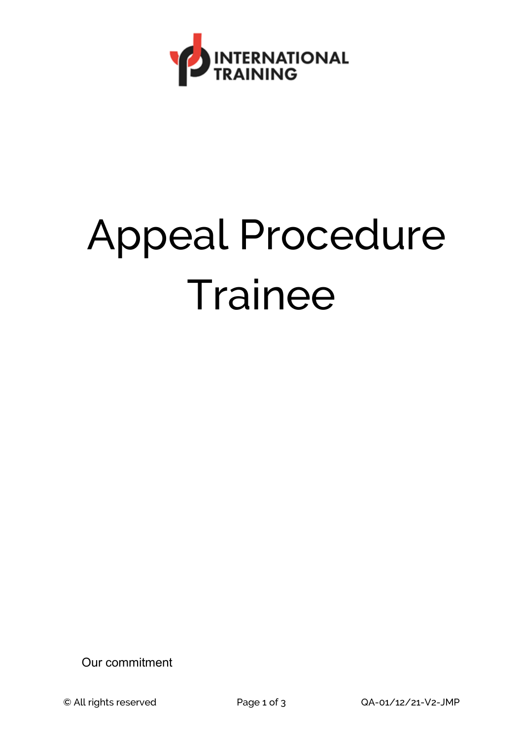INTERNATIONAL TRAINING

# Appeal Procedure Trainee

Our commitment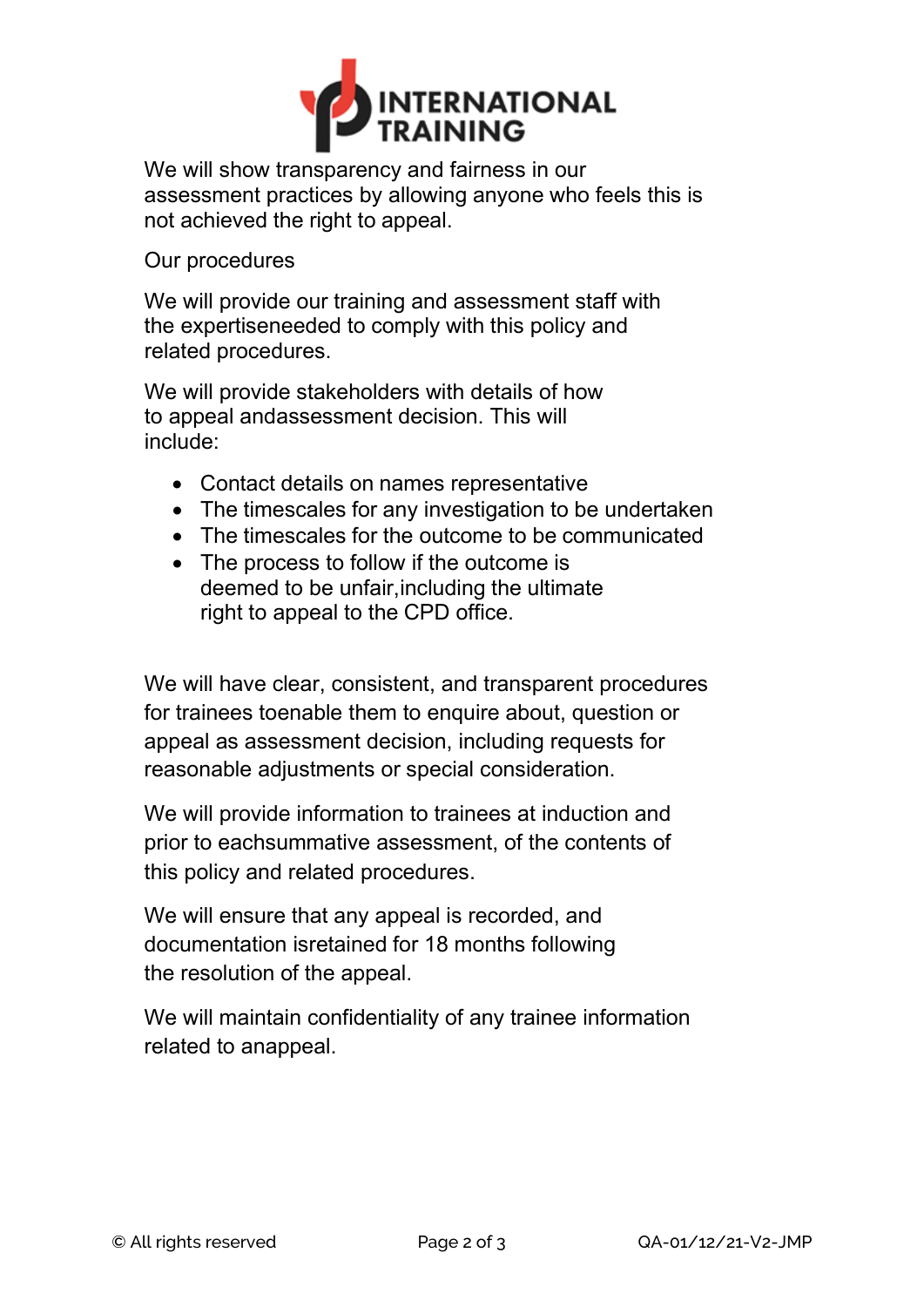We will show transparency and fairness in our assessment practices by allowing anyone who feels this is not achieved the right to appeal.

Our procedures

We will provide our training and assessment staff with the expertiseneeded to comply with this policy and related procedures.

We will provide stakeholders with details of how to appeal andassessment decision. This will include:

- Contact details on names representative
- The timescales for any investigation to be undertaken
- The timescales for the outcome to be communicated
- The process to follow if the outcome is deemed to be unfair,including the ultimate right to appeal to the CPD office.

We will have clear, consistent, and transparent procedures for trainees toenable them to enquire about, question or appeal as assessment decision, including requests for reasonable adjustments or special consideration.

We will provide information to trainees at induction and prior to eachsummative assessment, of the contents of this policy and related procedures.

We will ensure that any appeal is recorded, and documentation isretained for 18 months following the resolution of the appeal.

We will maintain confidentiality of any trainee information related to anappeal.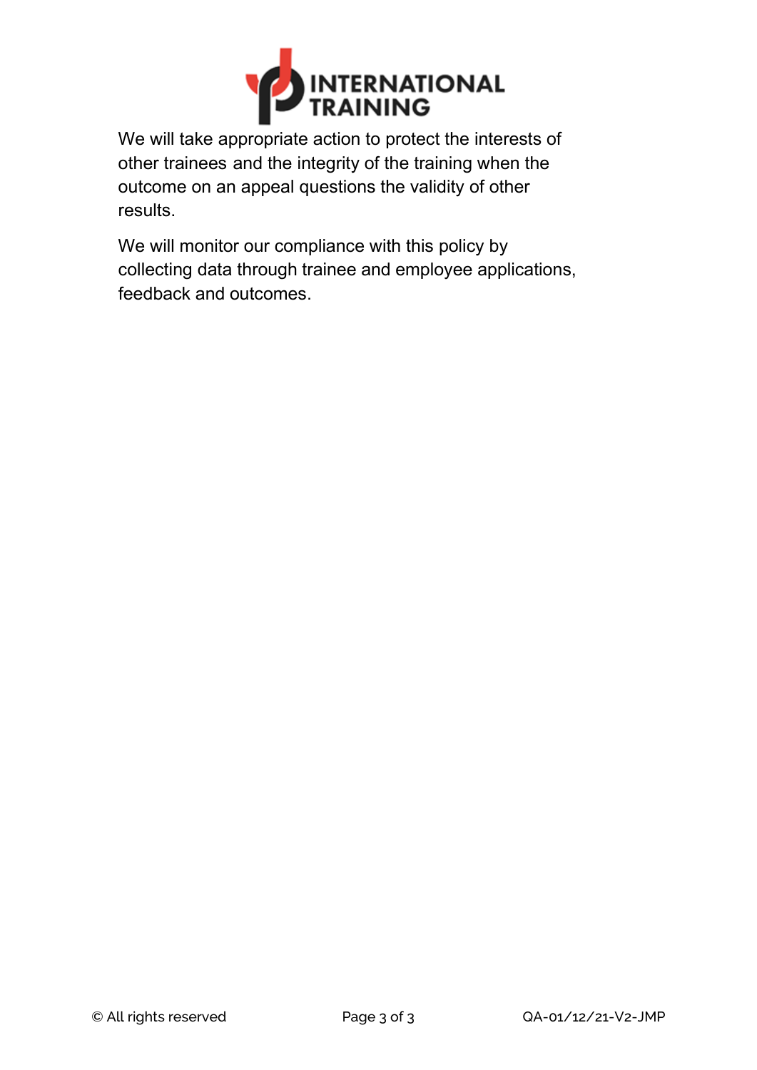We will take appropriate action to protect the interests of other trainees and the integrity of the training when the outcome on an appeal questions the validity of other results.

We will monitor our compliance with this policy by collecting data through trainee and employee applications, feedback and outcomes.